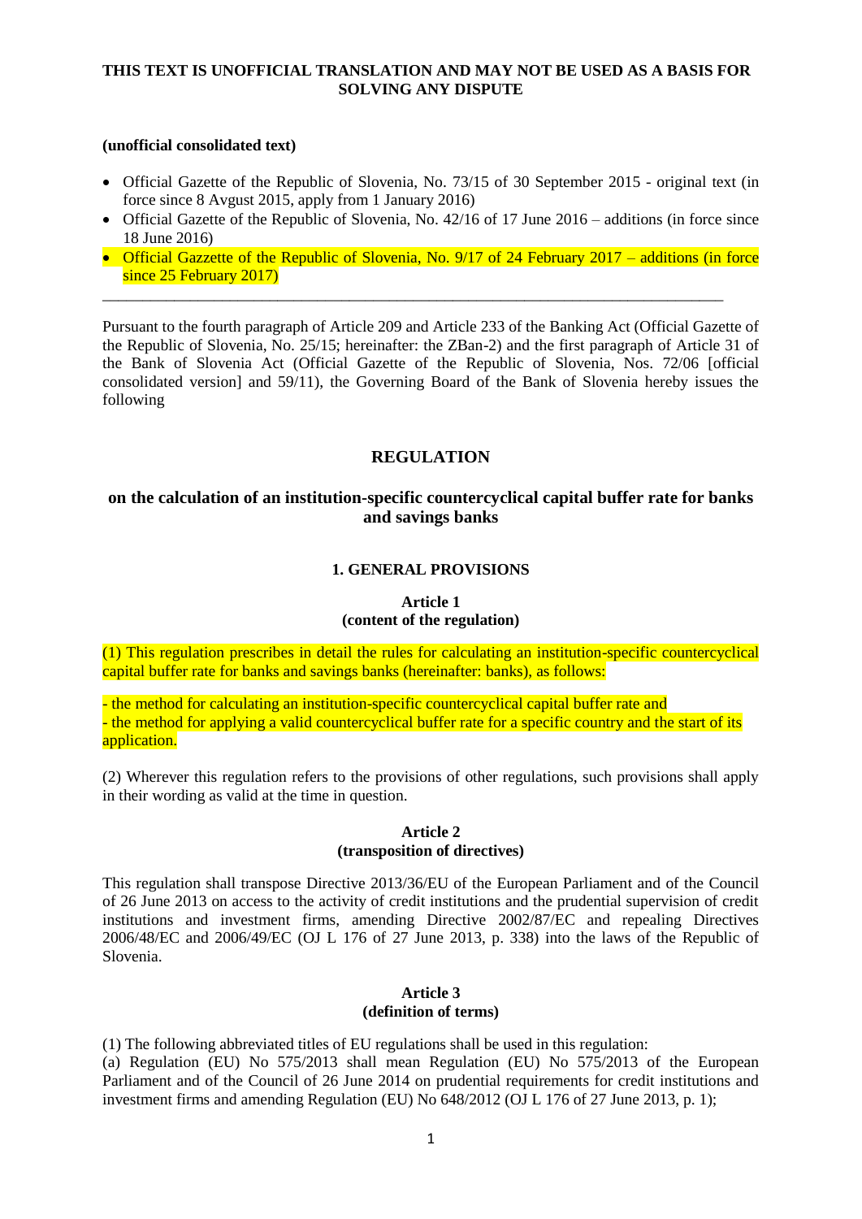**THIS TEXT IS UNOFFICIAL TRANSLATION AND MAY NOT BE USED AS A BASIS FOR SOLVING ANY DISPUTE**

**(unofficial consolidated text)**

- Official Gazette of the Republic of Slovenia, No. 73/15 of 30 September 2015 - original text (in force since 8 Avgust 2015, apply from 1 January 2016)
- Official Gazette of the Republic of Slovenia, No. 42/16 of 17 June 2016 – additions (in force since 18 June 2016)
- Official Gazzette of the Republic of Slovenia, No. 9/17 of 24 February 2017 – additions (in force since 25 February 2017)

---

Pursuant to the fourth paragraph of Article 209 and Article 233 of the Banking Act (Official Gazette of the Republic of Slovenia, No. 25/15; hereinafter: the ZBan-2) and the first paragraph of Article 31 of the Bank of Slovenia Act (Official Gazette of the Republic of Slovenia, Nos. 72/06 [official consolidated version] and 59/11), the Governing Board of the Bank of Slovenia hereby issues the following

# REGULATION

## on the calculation of an institution-specific countercyclical capital buffer rate for banks and savings banks

### 1. GENERAL PROVISIONS

**Article 1**
**(content of the regulation)**

(1) This regulation prescribes in detail the rules for calculating an institution-specific countercyclical capital buffer rate for banks and savings banks (hereinafter: banks), as follows:

- the method for calculating an institution-specific countercyclical capital buffer rate and
- the method for applying a valid countercyclical buffer rate for a specific country and the start of its application.

(2) Wherever this regulation refers to the provisions of other regulations, such provisions shall apply in their wording as valid at the time in question.

**Article 2**
**(transposition of directives)**

This regulation shall transpose Directive 2013/36/EU of the European Parliament and of the Council of 26 June 2013 on access to the activity of credit institutions and the prudential supervision of credit institutions and investment firms, amending Directive 2002/87/EC and repealing Directives 2006/48/EC and 2006/49/EC (OJ L 176 of 27 June 2013, p. 338) into the laws of the Republic of Slovenia.

**Article 3**
**(definition of terms)**

(1) The following abbreviated titles of EU regulations shall be used in this regulation:
(a) Regulation (EU) No 575/2013 shall mean Regulation (EU) No 575/2013 of the European Parliament and of the Council of 26 June 2014 on prudential requirements for credit institutions and investment firms and amending Regulation (EU) No 648/2012 (OJ L 176 of 27 June 2013, p. 1);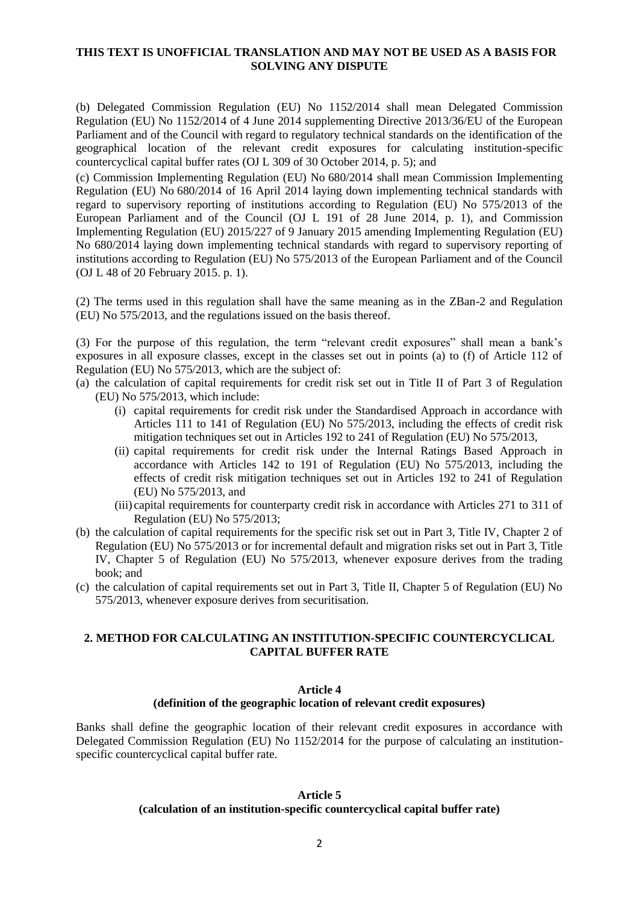**THIS TEXT IS UNOFFICIAL TRANSLATION AND MAY NOT BE USED AS A BASIS FOR SOLVING ANY DISPUTE**

(b) Delegated Commission Regulation (EU) No 1152/2014 shall mean Delegated Commission Regulation (EU) No 1152/2014 of 4 June 2014 supplementing Directive 2013/36/EU of the European Parliament and of the Council with regard to regulatory technical standards on the identification of the geographical location of the relevant credit exposures for calculating institution-specific countercyclical capital buffer rates (OJ L 309 of 30 October 2014, p. 5); and

(c) Commission Implementing Regulation (EU) No 680/2014 shall mean Commission Implementing Regulation (EU) No 680/2014 of 16 April 2014 laying down implementing technical standards with regard to supervisory reporting of institutions according to Regulation (EU) No 575/2013 of the European Parliament and of the Council (OJ L 191 of 28 June 2014, p. 1), and Commission Implementing Regulation (EU) 2015/227 of 9 January 2015 amending Implementing Regulation (EU) No 680/2014 laying down implementing technical standards with regard to supervisory reporting of institutions according to Regulation (EU) No 575/2013 of the European Parliament and of the Council (OJ L 48 of 20 February 2015. p. 1).

(2) The terms used in this regulation shall have the same meaning as in the ZBan-2 and Regulation (EU) No 575/2013, and the regulations issued on the basis thereof.

(3) For the purpose of this regulation, the term "relevant credit exposures" shall mean a bank's exposures in all exposure classes, except in the classes set out in points (a) to (f) of Article 112 of Regulation (EU) No 575/2013, which are the subject of:

(a) the calculation of capital requirements for credit risk set out in Title II of Part 3 of Regulation (EU) No 575/2013, which include:
   (i) capital requirements for credit risk under the Standardised Approach in accordance with Articles 111 to 141 of Regulation (EU) No 575/2013, including the effects of credit risk mitigation techniques set out in Articles 192 to 241 of Regulation (EU) No 575/2013,
   (ii) capital requirements for credit risk under the Internal Ratings Based Approach in accordance with Articles 142 to 191 of Regulation (EU) No 575/2013, including the effects of credit risk mitigation techniques set out in Articles 192 to 241 of Regulation (EU) No 575/2013, and
   (iii) capital requirements for counterparty credit risk in accordance with Articles 271 to 311 of Regulation (EU) No 575/2013;

(b) the calculation of capital requirements for the specific risk set out in Part 3, Title IV, Chapter 2 of Regulation (EU) No 575/2013 or for incremental default and migration risks set out in Part 3, Title IV, Chapter 5 of Regulation (EU) No 575/2013, whenever exposure derives from the trading book; and

(c) the calculation of capital requirements set out in Part 3, Title II, Chapter 5 of Regulation (EU) No 575/2013, whenever exposure derives from securitisation.

## 2. METHOD FOR CALCULATING AN INSTITUTION-SPECIFIC COUNTERCYCLICAL CAPITAL BUFFER RATE

### Article 4
### (definition of the geographic location of relevant credit exposures)

Banks shall define the geographic location of their relevant credit exposures in accordance with Delegated Commission Regulation (EU) No 1152/2014 for the purpose of calculating an institution-specific countercyclical capital buffer rate.

### Article 5
### (calculation of an institution-specific countercyclical capital buffer rate)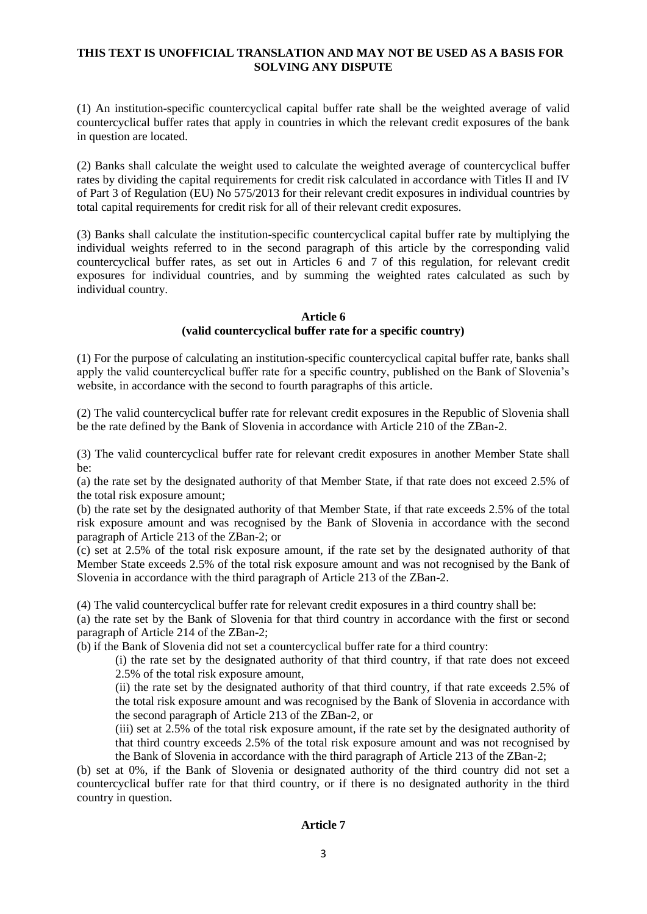**THIS TEXT IS UNOFFICIAL TRANSLATION AND MAY NOT BE USED AS A BASIS FOR SOLVING ANY DISPUTE**

(1) An institution-specific countercyclical capital buffer rate shall be the weighted average of valid countercyclical buffer rates that apply in countries in which the relevant credit exposures of the bank in question are located.

(2) Banks shall calculate the weight used to calculate the weighted average of countercyclical buffer rates by dividing the capital requirements for credit risk calculated in accordance with Titles II and IV of Part 3 of Regulation (EU) No 575/2013 for their relevant credit exposures in individual countries by total capital requirements for credit risk for all of their relevant credit exposures.

(3) Banks shall calculate the institution-specific countercyclical capital buffer rate by multiplying the individual weights referred to in the second paragraph of this article by the corresponding valid countercyclical buffer rates, as set out in Articles 6 and 7 of this regulation, for relevant credit exposures for individual countries, and by summing the weighted rates calculated as such by individual country.

**Article 6**
**(valid countercyclical buffer rate for a specific country)**

(1) For the purpose of calculating an institution-specific countercyclical capital buffer rate, banks shall apply the valid countercyclical buffer rate for a specific country, published on the Bank of Slovenia's website, in accordance with the second to fourth paragraphs of this article.

(2) The valid countercyclical buffer rate for relevant credit exposures in the Republic of Slovenia shall be the rate defined by the Bank of Slovenia in accordance with Article 210 of the ZBan-2.

(3) The valid countercyclical buffer rate for relevant credit exposures in another Member State shall be:

(a) the rate set by the designated authority of that Member State, if that rate does not exceed 2.5% of the total risk exposure amount;

(b) the rate set by the designated authority of that Member State, if that rate exceeds 2.5% of the total risk exposure amount and was recognised by the Bank of Slovenia in accordance with the second paragraph of Article 213 of the ZBan-2; or

(c) set at 2.5% of the total risk exposure amount, if the rate set by the designated authority of that Member State exceeds 2.5% of the total risk exposure amount and was not recognised by the Bank of Slovenia in accordance with the third paragraph of Article 213 of the ZBan-2.

(4) The valid countercyclical buffer rate for relevant credit exposures in a third country shall be:

(a) the rate set by the Bank of Slovenia for that third country in accordance with the first or second paragraph of Article 214 of the ZBan-2;

(b) if the Bank of Slovenia did not set a countercyclical buffer rate for a third country:

(i) the rate set by the designated authority of that third country, if that rate does not exceed 2.5% of the total risk exposure amount,

(ii) the rate set by the designated authority of that third country, if that rate exceeds 2.5% of the total risk exposure amount and was recognised by the Bank of Slovenia in accordance with the second paragraph of Article 213 of the ZBan-2, or

(iii) set at 2.5% of the total risk exposure amount, if the rate set by the designated authority of that third country exceeds 2.5% of the total risk exposure amount and was not recognised by the Bank of Slovenia in accordance with the third paragraph of Article 213 of the ZBan-2;

(b) set at 0%, if the Bank of Slovenia or designated authority of the third country did not set a countercyclical buffer rate for that third country, or if there is no designated authority in the third country in question.

**Article 7**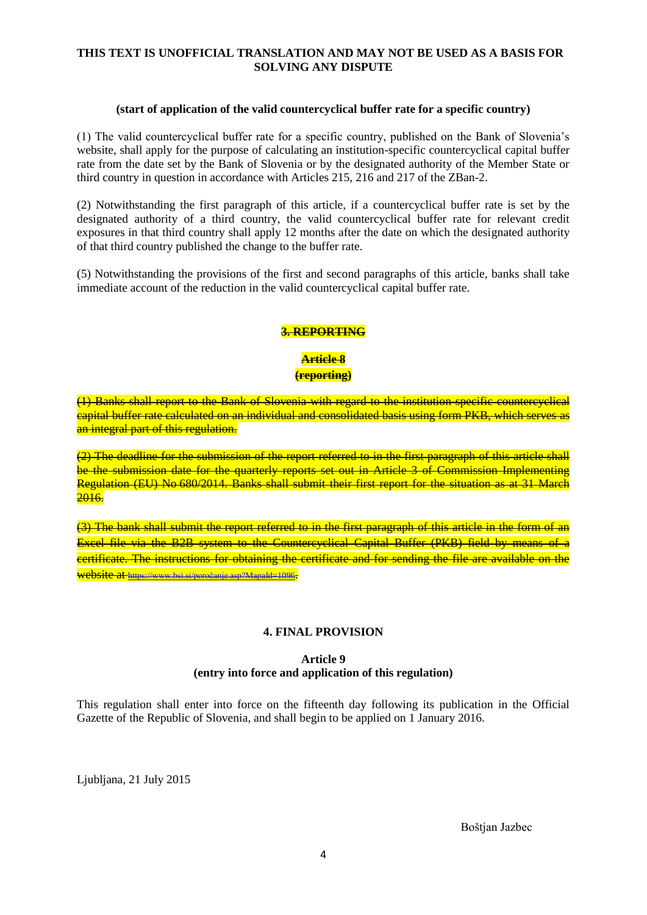**(start of application of the valid countercyclical buffer rate for a specific country)**

(1) The valid countercyclical buffer rate for a specific country, published on the Bank of Slovenia's website, shall apply for the purpose of calculating an institution-specific countercyclical capital buffer rate from the date set by the Bank of Slovenia or by the designated authority of the Member State or third country in question in accordance with Articles 215, 216 and 217 of the ZBan-2.

(2) Notwithstanding the first paragraph of this article, if a countercyclical buffer rate is set by the designated authority of a third country, the valid countercyclical buffer rate for relevant credit exposures in that third country shall apply 12 months after the date on which the designated authority of that third country published the change to the buffer rate.

(5) Notwithstanding the provisions of the first and second paragraphs of this article, banks shall take immediate account of the reduction in the valid countercyclical capital buffer rate.

## ~~3. REPORTING~~

### ~~Article 8~~
### ~~(reporting)~~

~~(1) Banks shall report to the Bank of Slovenia with regard to the institution-specific countercyclical capital buffer rate calculated on an individual and consolidated basis using form PKB, which serves as an integral part of this regulation.~~

~~(2) The deadline for the submission of the report referred to in the first paragraph of this article shall be the submission date for the quarterly reports set out in Article 3 of Commission Implementing Regulation (EU) No 680/2014. Banks shall submit their first report for the situation as at 31 March 2016.~~

~~(3) The bank shall submit the report referred to in the first paragraph of this article in the form of an Excel file via the B2B system to the Countercyclical Capital Buffer (PKB) field by means of a certificate. The instructions for obtaining the certificate and for sending the file are available on the website at https://www.bsi.si/poročanje.asp?MapaId=1096.~~

## 4. FINAL PROVISION

### Article 9
### (entry into force and application of this regulation)

This regulation shall enter into force on the fifteenth day following its publication in the Official Gazette of the Republic of Slovenia, and shall begin to be applied on 1 January 2016.

Ljubljana, 21 July 2015

Boštjan Jazbec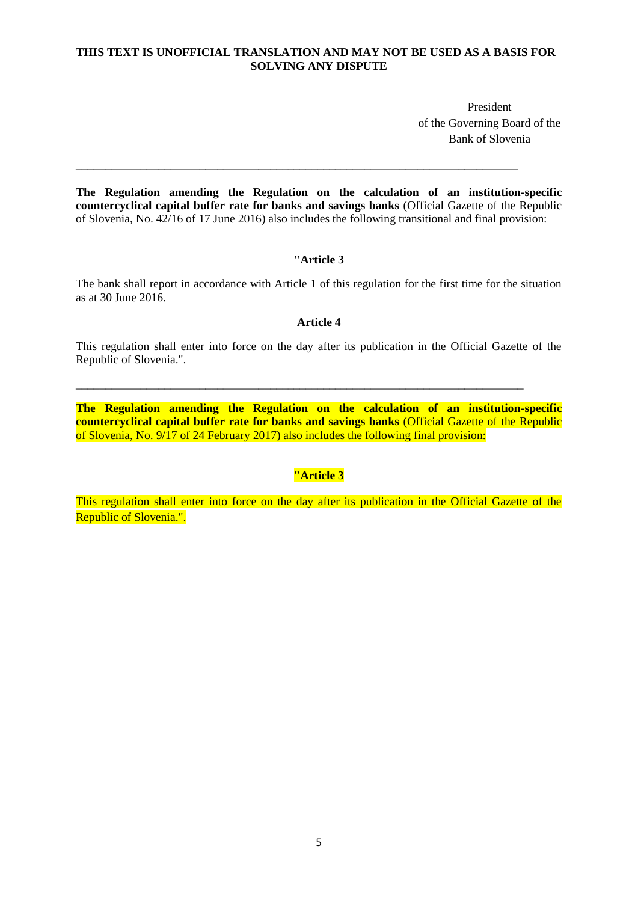**THIS TEXT IS UNOFFICIAL TRANSLATION AND MAY NOT BE USED AS A BASIS FOR SOLVING ANY DISPUTE**

President
of the Governing Board of the
Bank of Slovenia

---

**The Regulation amending the Regulation on the calculation of an institution-specific countercyclical capital buffer rate for banks and savings banks** (Official Gazette of the Republic of Slovenia, No. 42/16 of 17 June 2016) also includes the following transitional and final provision:

**"Article 3**

The bank shall report in accordance with Article 1 of this regulation for the first time for the situation as at 30 June 2016.

**Article 4**

This regulation shall enter into force on the day after its publication in the Official Gazette of the Republic of Slovenia.".

---

**The Regulation amending the Regulation on the calculation of an institution-specific countercyclical capital buffer rate for banks and savings banks** (Official Gazette of the Republic of Slovenia, No. 9/17 of 24 February 2017) also includes the following final provision:

**"Article 3**

This regulation shall enter into force on the day after its publication in the Official Gazette of the Republic of Slovenia.".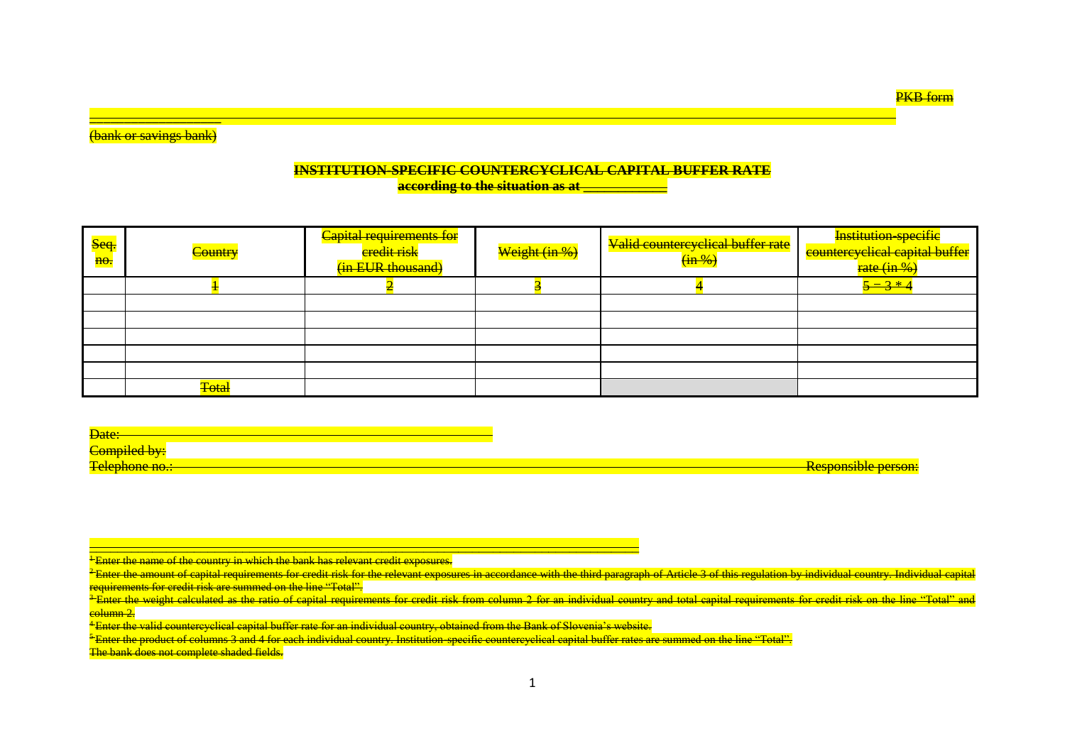PKB form

________________________________________________

(bank or savings bank)

**INSTITUTION-SPECIFIC COUNTERCYCLICAL CAPITAL BUFFER RATE**
**according to the situation as at \_\_\_\_\_\_\_\_\_\_\_**

| Seq. no. | Country | Capital requirements for credit risk (in EUR thousand) | Weight (in %) | Valid countercyclical buffer rate (in %) | Institution-specific countercyclical capital buffer rate (in %) |
|---|---|---|---|---|---|
| | 1 | 2 | 3 | 4 | 5 = 3 * 4 |
| | | | | | |
| | | | | | |
| | | | | | |
| | | | | | |
| | | | | | |
| | Total | | | | |

Date: \_\_\_\_\_\_\_\_\_\_\_\_\_\_\_\_\_\_\_\_\_\_\_\_\_\_\_\_\_\_\_\_\_\_\_\_\_\_

Compiled by:

Telephone no.: \_\_\_\_\_\_\_\_\_\_\_\_\_\_\_\_\_\_\_\_\_\_\_\_\_\_\_\_\_\_\_\_\_\_\_\_\_\_\_\_\_\_\_\_\_\_\_\_\_\_\_\_\_\_\_\_ Responsible person:

---

[1] Enter the name of the country in which the bank has relevant credit exposures.

[2] Enter the amount of capital requirements for credit risk for the relevant exposures in accordance with the third paragraph of Article 3 of this regulation by individual country. Individual capital requirements for credit risk are summed on the line "Total".

[3] Enter the weight calculated as the ratio of capital requirements for credit risk from column 2 for an individual country and total capital requirements for credit risk on the line "Total" and column 2.

[4] Enter the valid countercyclical capital buffer rate for an individual country, obtained from the Bank of Slovenia's website.

[5] Enter the product of columns 3 and 4 for each individual country. Institution-specific countercyclical capital buffer rates are summed on the line "Total".

The bank does not complete shaded fields.